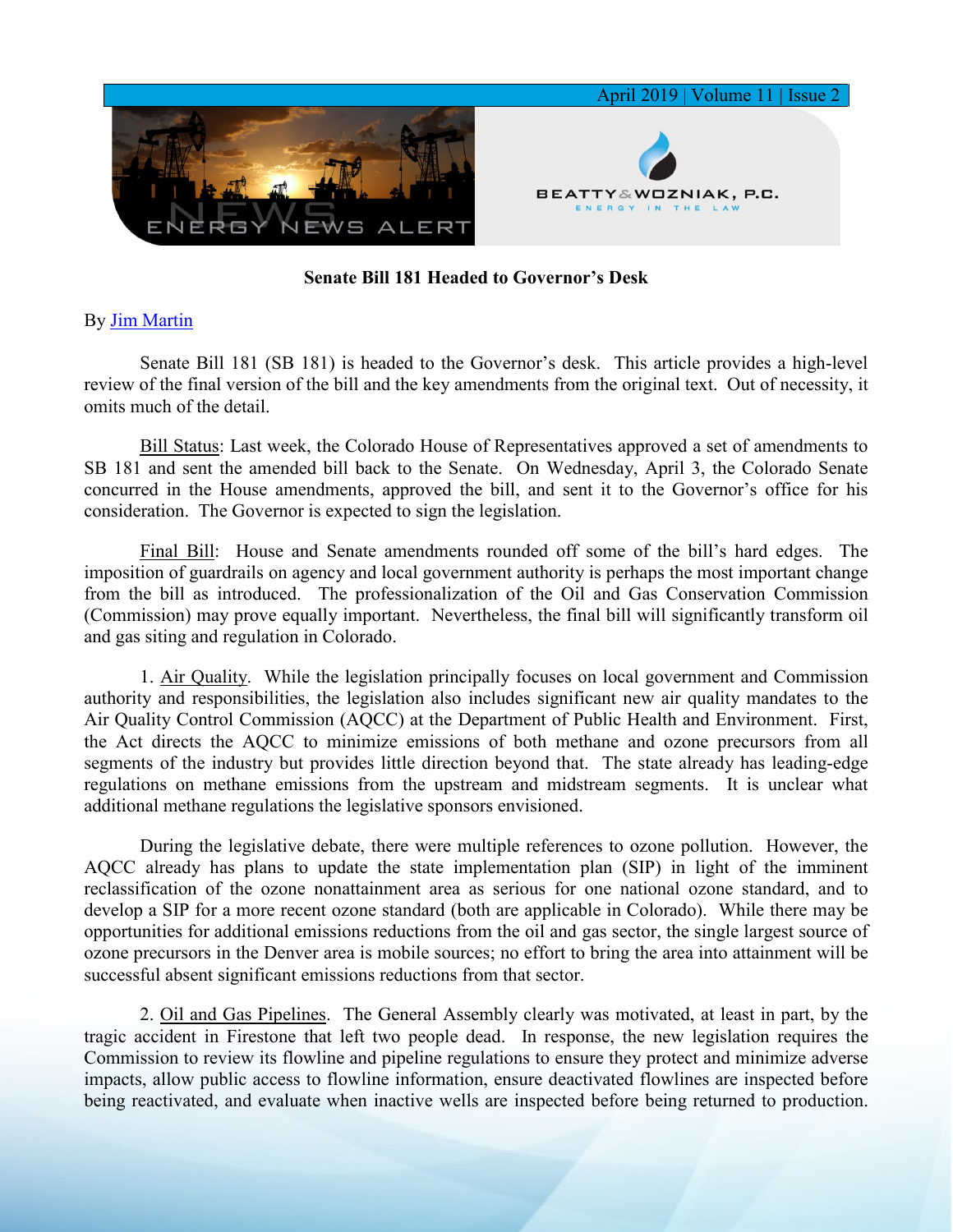April 2019 | Volume 11 | Issue 2

ENERGY NEWS ALERT

BEATTY & WOZNIAK, P.C.
ENERGY IN THE LAW

**Senate Bill 181 Headed to Governor's Desk**

By Jim Martin

Senate Bill 181 (SB 181) is headed to the Governor's desk. This article provides a high-level review of the final version of the bill and the key amendments from the original text. Out of necessity, it omits much of the detail.

Bill Status: Last week, the Colorado House of Representatives approved a set of amendments to SB 181 and sent the amended bill back to the Senate. On Wednesday, April 3, the Colorado Senate concurred in the House amendments, approved the bill, and sent it to the Governor's office for his consideration. The Governor is expected to sign the legislation.

Final Bill: House and Senate amendments rounded off some of the bill's hard edges. The imposition of guardrails on agency and local government authority is perhaps the most important change from the bill as introduced. The professionalization of the Oil and Gas Conservation Commission (Commission) may prove equally important. Nevertheless, the final bill will significantly transform oil and gas siting and regulation in Colorado.

1. Air Quality. While the legislation principally focuses on local government and Commission authority and responsibilities, the legislation also includes significant new air quality mandates to the Air Quality Control Commission (AQCC) at the Department of Public Health and Environment. First, the Act directs the AQCC to minimize emissions of both methane and ozone precursors from all segments of the industry but provides little direction beyond that. The state already has leading-edge regulations on methane emissions from the upstream and midstream segments. It is unclear what additional methane regulations the legislative sponsors envisioned.

During the legislative debate, there were multiple references to ozone pollution. However, the AQCC already has plans to update the state implementation plan (SIP) in light of the imminent reclassification of the ozone nonattainment area as serious for one national ozone standard, and to develop a SIP for a more recent ozone standard (both are applicable in Colorado). While there may be opportunities for additional emissions reductions from the oil and gas sector, the single largest source of ozone precursors in the Denver area is mobile sources; no effort to bring the area into attainment will be successful absent significant emissions reductions from that sector.

2. Oil and Gas Pipelines. The General Assembly clearly was motivated, at least in part, by the tragic accident in Firestone that left two people dead. In response, the new legislation requires the Commission to review its flowline and pipeline regulations to ensure they protect and minimize adverse impacts, allow public access to flowline information, ensure deactivated flowlines are inspected before being reactivated, and evaluate when inactive wells are inspected before being returned to production.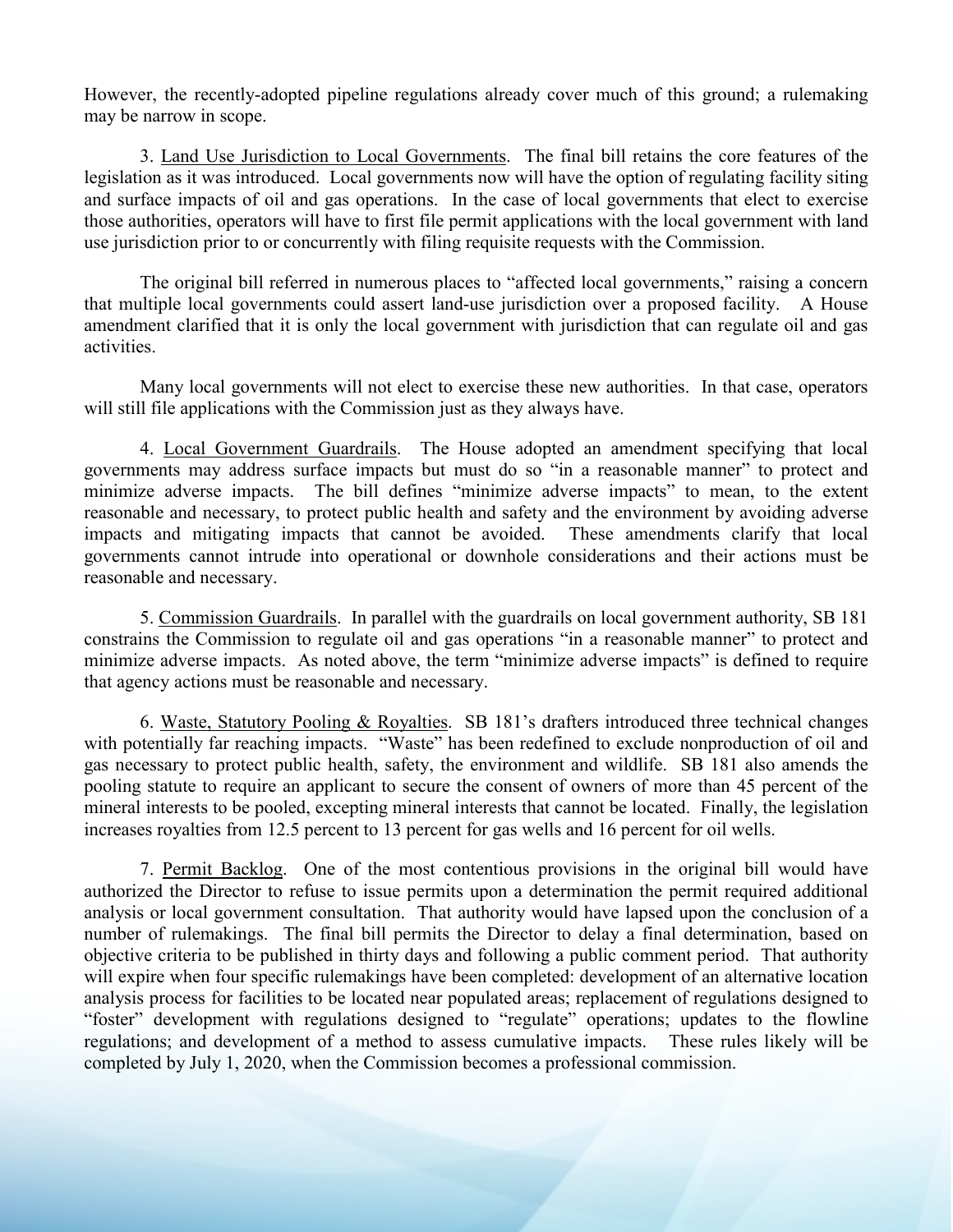However, the recently-adopted pipeline regulations already cover much of this ground; a rulemaking may be narrow in scope.

3. Land Use Jurisdiction to Local Governments. The final bill retains the core features of the legislation as it was introduced. Local governments now will have the option of regulating facility siting and surface impacts of oil and gas operations. In the case of local governments that elect to exercise those authorities, operators will have to first file permit applications with the local government with land use jurisdiction prior to or concurrently with filing requisite requests with the Commission.

The original bill referred in numerous places to "affected local governments," raising a concern that multiple local governments could assert land-use jurisdiction over a proposed facility. A House amendment clarified that it is only the local government with jurisdiction that can regulate oil and gas activities.

Many local governments will not elect to exercise these new authorities. In that case, operators will still file applications with the Commission just as they always have.

4. Local Government Guardrails. The House adopted an amendment specifying that local governments may address surface impacts but must do so "in a reasonable manner" to protect and minimize adverse impacts. The bill defines "minimize adverse impacts" to mean, to the extent reasonable and necessary, to protect public health and safety and the environment by avoiding adverse impacts and mitigating impacts that cannot be avoided. These amendments clarify that local governments cannot intrude into operational or downhole considerations and their actions must be reasonable and necessary.

5. Commission Guardrails. In parallel with the guardrails on local government authority, SB 181 constrains the Commission to regulate oil and gas operations "in a reasonable manner" to protect and minimize adverse impacts. As noted above, the term "minimize adverse impacts" is defined to require that agency actions must be reasonable and necessary.

6. Waste, Statutory Pooling & Royalties. SB 181's drafters introduced three technical changes with potentially far reaching impacts. "Waste" has been redefined to exclude nonproduction of oil and gas necessary to protect public health, safety, the environment and wildlife. SB 181 also amends the pooling statute to require an applicant to secure the consent of owners of more than 45 percent of the mineral interests to be pooled, excepting mineral interests that cannot be located. Finally, the legislation increases royalties from 12.5 percent to 13 percent for gas wells and 16 percent for oil wells.

7. Permit Backlog. One of the most contentious provisions in the original bill would have authorized the Director to refuse to issue permits upon a determination the permit required additional analysis or local government consultation. That authority would have lapsed upon the conclusion of a number of rulemakings. The final bill permits the Director to delay a final determination, based on objective criteria to be published in thirty days and following a public comment period. That authority will expire when four specific rulemakings have been completed: development of an alternative location analysis process for facilities to be located near populated areas; replacement of regulations designed to "foster" development with regulations designed to "regulate" operations; updates to the flowline regulations; and development of a method to assess cumulative impacts. These rules likely will be completed by July 1, 2020, when the Commission becomes a professional commission.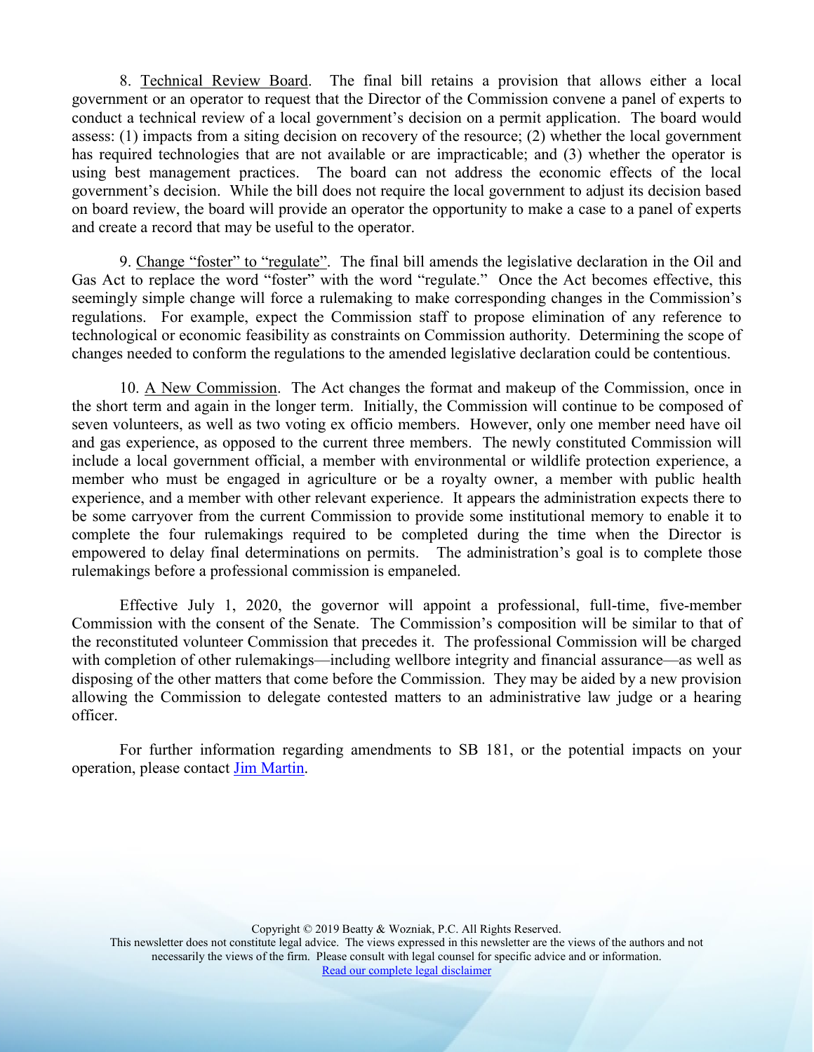8. Technical Review Board. The final bill retains a provision that allows either a local government or an operator to request that the Director of the Commission convene a panel of experts to conduct a technical review of a local government's decision on a permit application. The board would assess: (1) impacts from a siting decision on recovery of the resource; (2) whether the local government has required technologies that are not available or are impracticable; and (3) whether the operator is using best management practices. The board can not address the economic effects of the local government's decision. While the bill does not require the local government to adjust its decision based on board review, the board will provide an operator the opportunity to make a case to a panel of experts and create a record that may be useful to the operator.

9. Change "foster" to "regulate". The final bill amends the legislative declaration in the Oil and Gas Act to replace the word "foster" with the word "regulate." Once the Act becomes effective, this seemingly simple change will force a rulemaking to make corresponding changes in the Commission's regulations. For example, expect the Commission staff to propose elimination of any reference to technological or economic feasibility as constraints on Commission authority. Determining the scope of changes needed to conform the regulations to the amended legislative declaration could be contentious.

10. A New Commission. The Act changes the format and makeup of the Commission, once in the short term and again in the longer term. Initially, the Commission will continue to be composed of seven volunteers, as well as two voting ex officio members. However, only one member need have oil and gas experience, as opposed to the current three members. The newly constituted Commission will include a local government official, a member with environmental or wildlife protection experience, a member who must be engaged in agriculture or be a royalty owner, a member with public health experience, and a member with other relevant experience. It appears the administration expects there to be some carryover from the current Commission to provide some institutional memory to enable it to complete the four rulemakings required to be completed during the time when the Director is empowered to delay final determinations on permits. The administration's goal is to complete those rulemakings before a professional commission is empaneled.

Effective July 1, 2020, the governor will appoint a professional, full-time, five-member Commission with the consent of the Senate. The Commission's composition will be similar to that of the reconstituted volunteer Commission that precedes it. The professional Commission will be charged with completion of other rulemakings—including wellbore integrity and financial assurance—as well as disposing of the other matters that come before the Commission. They may be aided by a new provision allowing the Commission to delegate contested matters to an administrative law judge or a hearing officer.

For further information regarding amendments to SB 181, or the potential impacts on your operation, please contact Jim Martin.

Copyright © 2019 Beatty & Wozniak, P.C. All Rights Reserved.
This newsletter does not constitute legal advice. The views expressed in this newsletter are the views of the authors and not necessarily the views of the firm. Please consult with legal counsel for specific advice and or information.
Read our complete legal disclaimer